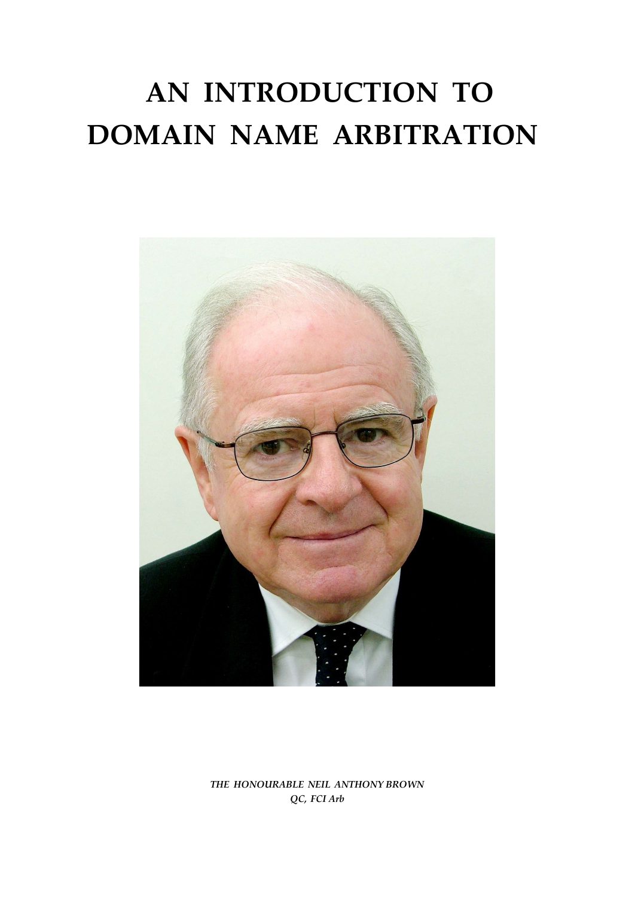# AN INTRODUCTION TO DOMAIN NAME ARBITRATION

*THE HONOURABLE NEIL ANTHONY BROWN*
*QC, FCI Arb*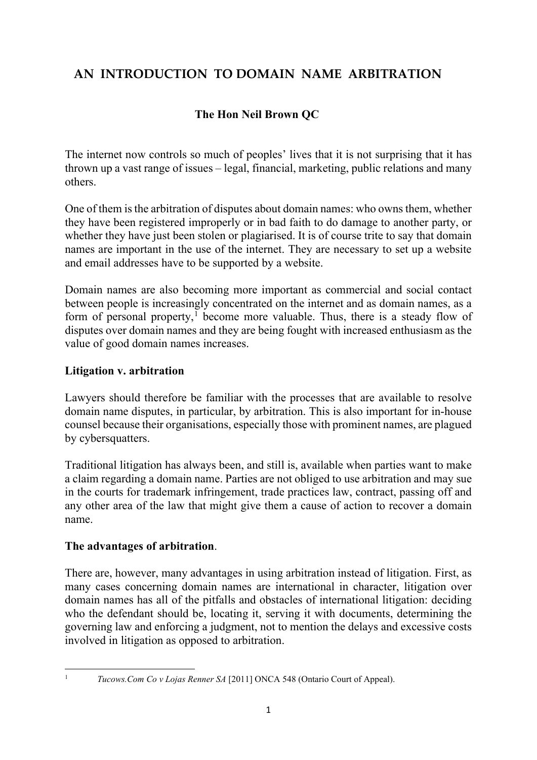# AN INTRODUCTION TO DOMAIN NAME ARBITRATION

**The Hon Neil Brown QC**

The internet now controls so much of peoples' lives that it is not surprising that it has thrown up a vast range of issues – legal, financial, marketing, public relations and many others.

One of them is the arbitration of disputes about domain names: who owns them, whether they have been registered improperly or in bad faith to do damage to another party, or whether they have just been stolen or plagiarised. It is of course trite to say that domain names are important in the use of the internet. They are necessary to set up a website and email addresses have to be supported by a website.

Domain names are also becoming more important as commercial and social contact between people is increasingly concentrated on the internet and as domain names, as a form of personal property,[1] become more valuable. Thus, there is a steady flow of disputes over domain names and they are being fought with increased enthusiasm as the value of good domain names increases.

**Litigation v. arbitration**

Lawyers should therefore be familiar with the processes that are available to resolve domain name disputes, in particular, by arbitration. This is also important for in-house counsel because their organisations, especially those with prominent names, are plagued by cybersquatters.

Traditional litigation has always been, and still is, available when parties want to make a claim regarding a domain name. Parties are not obliged to use arbitration and may sue in the courts for trademark infringement, trade practices law, contract, passing off and any other area of the law that might give them a cause of action to recover a domain name.

**The advantages of arbitration**.

There are, however, many advantages in using arbitration instead of litigation. First, as many cases concerning domain names are international in character, litigation over domain names has all of the pitfalls and obstacles of international litigation: deciding who the defendant should be, locating it, serving it with documents, determining the governing law and enforcing a judgment, not to mention the delays and excessive costs involved in litigation as opposed to arbitration.

---

[1] *Tucows.Com Co v Lojas Renner SA* [2011] ONCA 548 (Ontario Court of Appeal).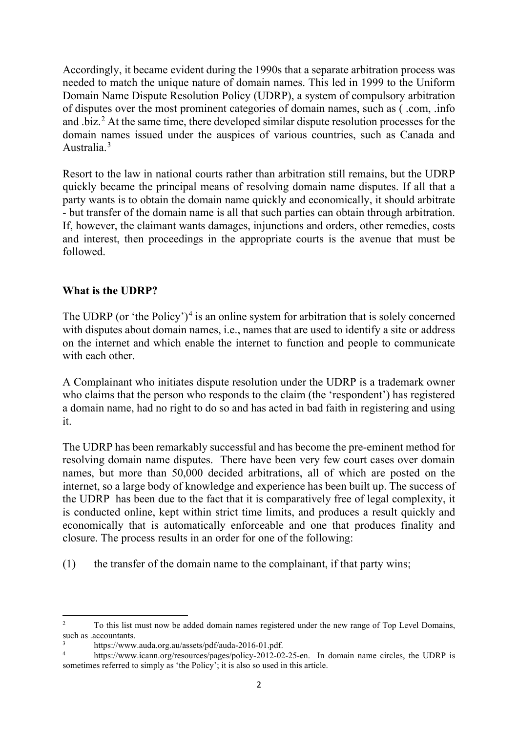Accordingly, it became evident during the 1990s that a separate arbitration process was needed to match the unique nature of domain names. This led in 1999 to the Uniform Domain Name Dispute Resolution Policy (UDRP), a system of compulsory arbitration of disputes over the most prominent categories of domain names, such as ( .com, .info and .biz.[2] At the same time, there developed similar dispute resolution processes for the domain names issued under the auspices of various countries, such as Canada and Australia.[3]

Resort to the law in national courts rather than arbitration still remains, but the UDRP quickly became the principal means of resolving domain name disputes. If all that a party wants is to obtain the domain name quickly and economically, it should arbitrate - but transfer of the domain name is all that such parties can obtain through arbitration. If, however, the claimant wants damages, injunctions and orders, other remedies, costs and interest, then proceedings in the appropriate courts is the avenue that must be followed.

## What is the UDRP?

The UDRP (or 'the Policy')[4] is an online system for arbitration that is solely concerned with disputes about domain names, i.e., names that are used to identify a site or address on the internet and which enable the internet to function and people to communicate with each other.

A Complainant who initiates dispute resolution under the UDRP is a trademark owner who claims that the person who responds to the claim (the 'respondent') has registered a domain name, had no right to do so and has acted in bad faith in registering and using it.

The UDRP has been remarkably successful and has become the pre-eminent method for resolving domain name disputes. There have been very few court cases over domain names, but more than 50,000 decided arbitrations, all of which are posted on the internet, so a large body of knowledge and experience has been built up. The success of the UDRP has been due to the fact that it is comparatively free of legal complexity, it is conducted online, kept within strict time limits, and produces a result quickly and economically that is automatically enforceable and one that produces finality and closure. The process results in an order for one of the following:

(1) the transfer of the domain name to the complainant, if that party wins;

---

[2] To this list must now be added domain names registered under the new range of Top Level Domains, such as .accountants.

[3] https://www.auda.org.au/assets/pdf/auda-2016-01.pdf.

[4] https://www.icann.org/resources/pages/policy-2012-02-25-en. In domain name circles, the UDRP is sometimes referred to simply as 'the Policy'; it is also so used in this article.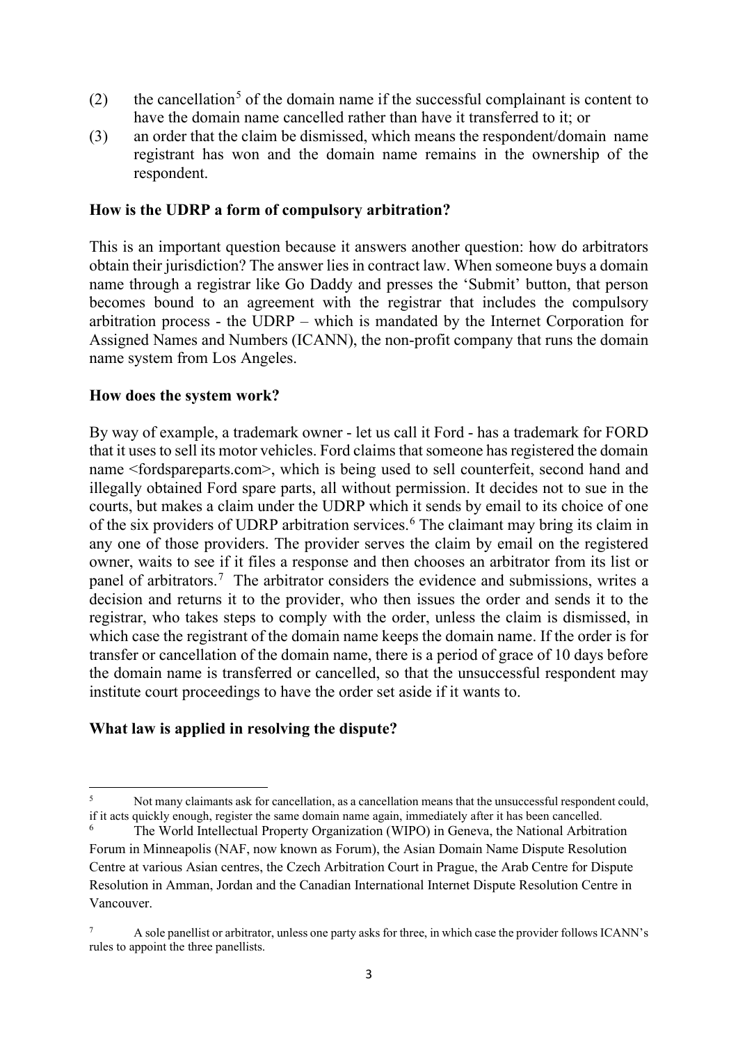(2) the cancellation[5] of the domain name if the successful complainant is content to have the domain name cancelled rather than have it transferred to it; or

(3) an order that the claim be dismissed, which means the respondent/domain name registrant has won and the domain name remains in the ownership of the respondent.

**How is the UDRP a form of compulsory arbitration?**

This is an important question because it answers another question: how do arbitrators obtain their jurisdiction? The answer lies in contract law. When someone buys a domain name through a registrar like Go Daddy and presses the 'Submit' button, that person becomes bound to an agreement with the registrar that includes the compulsory arbitration process - the UDRP – which is mandated by the Internet Corporation for Assigned Names and Numbers (ICANN), the non-profit company that runs the domain name system from Los Angeles.

**How does the system work?**

By way of example, a trademark owner - let us call it Ford - has a trademark for FORD that it uses to sell its motor vehicles. Ford claims that someone has registered the domain name <fordspareparts.com>, which is being used to sell counterfeit, second hand and illegally obtained Ford spare parts, all without permission. It decides not to sue in the courts, but makes a claim under the UDRP which it sends by email to its choice of one of the six providers of UDRP arbitration services.[6] The claimant may bring its claim in any one of those providers. The provider serves the claim by email on the registered owner, waits to see if it files a response and then chooses an arbitrator from its list or panel of arbitrators.[7] The arbitrator considers the evidence and submissions, writes a decision and returns it to the provider, who then issues the order and sends it to the registrar, who takes steps to comply with the order, unless the claim is dismissed, in which case the registrant of the domain name keeps the domain name. If the order is for transfer or cancellation of the domain name, there is a period of grace of 10 days before the domain name is transferred or cancelled, so that the unsuccessful respondent may institute court proceedings to have the order set aside if it wants to.

**What law is applied in resolving the dispute?**

---

[5] Not many claimants ask for cancellation, as a cancellation means that the unsuccessful respondent could, if it acts quickly enough, register the same domain name again, immediately after it has been cancelled.

[6] The World Intellectual Property Organization (WIPO) in Geneva, the National Arbitration Forum in Minneapolis (NAF, now known as Forum), the Asian Domain Name Dispute Resolution Centre at various Asian centres, the Czech Arbitration Court in Prague, the Arab Centre for Dispute Resolution in Amman, Jordan and the Canadian International Internet Dispute Resolution Centre in Vancouver.

[7] A sole panellist or arbitrator, unless one party asks for three, in which case the provider follows ICANN's rules to appoint the three panellists.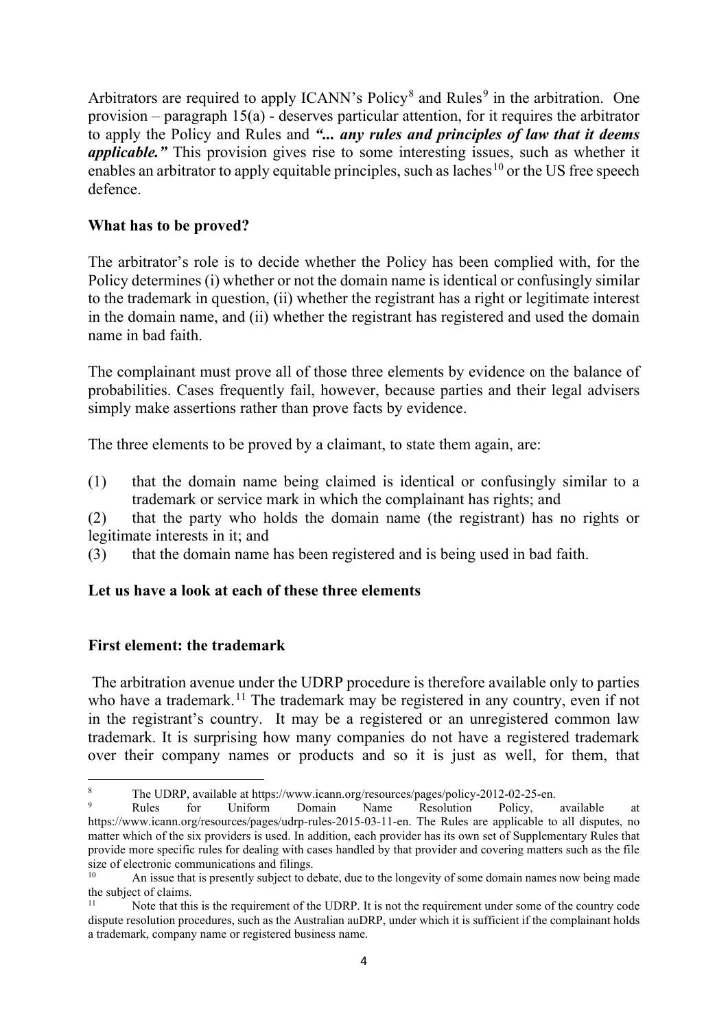Arbitrators are required to apply ICANN's Policy[8] and Rules[9] in the arbitration. One provision – paragraph 15(a) - deserves particular attention, for it requires the arbitrator to apply the Policy and Rules and ***"... any rules and principles of law that it deems applicable."*** This provision gives rise to some interesting issues, such as whether it enables an arbitrator to apply equitable principles, such as laches[10] or the US free speech defence.

**What has to be proved?**

The arbitrator's role is to decide whether the Policy has been complied with, for the Policy determines (i) whether or not the domain name is identical or confusingly similar to the trademark in question, (ii) whether the registrant has a right or legitimate interest in the domain name, and (ii) whether the registrant has registered and used the domain name in bad faith.

The complainant must prove all of those three elements by evidence on the balance of probabilities. Cases frequently fail, however, because parties and their legal advisers simply make assertions rather than prove facts by evidence.

The three elements to be proved by a claimant, to state them again, are:

(1) that the domain name being claimed is identical or confusingly similar to a trademark or service mark in which the complainant has rights; and

(2) that the party who holds the domain name (the registrant) has no rights or legitimate interests in it; and

(3) that the domain name has been registered and is being used in bad faith.

**Let us have a look at each of these three elements**

**First element: the trademark**

The arbitration avenue under the UDRP procedure is therefore available only to parties who have a trademark.[11] The trademark may be registered in any country, even if not in the registrant's country. It may be a registered or an unregistered common law trademark. It is surprising how many companies do not have a registered trademark over their company names or products and so it is just as well, for them, that

---

[8] The UDRP, available at https://www.icann.org/resources/pages/policy-2012-02-25-en.

[9] Rules for Uniform Domain Name Resolution Policy, available at https://www.icann.org/resources/pages/udrp-rules-2015-03-11-en. The Rules are applicable to all disputes, no matter which of the six providers is used. In addition, each provider has its own set of Supplementary Rules that provide more specific rules for dealing with cases handled by that provider and covering matters such as the file size of electronic communications and filings.

[10] An issue that is presently subject to debate, due to the longevity of some domain names now being made the subject of claims.

[11] Note that this is the requirement of the UDRP. It is not the requirement under some of the country code dispute resolution procedures, such as the Australian auDRP, under which it is sufficient if the complainant holds a trademark, company name or registered business name.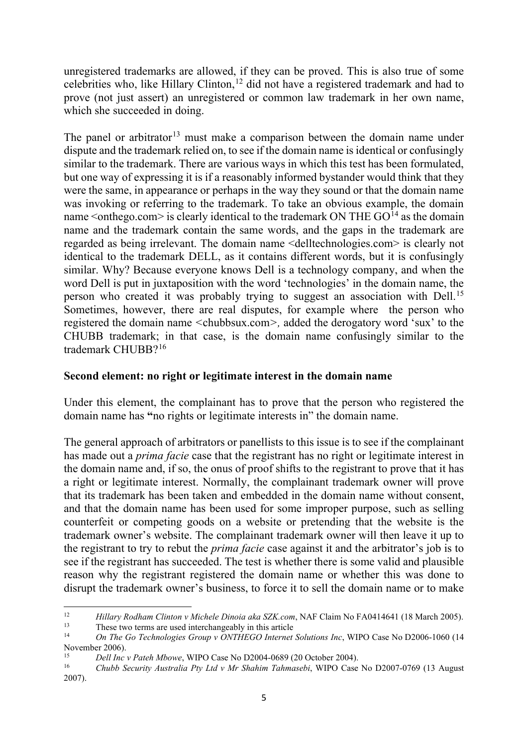unregistered trademarks are allowed, if they can be proved. This is also true of some celebrities who, like Hillary Clinton,[12] did not have a registered trademark and had to prove (not just assert) an unregistered or common law trademark in her own name, which she succeeded in doing.

The panel or arbitrator[13] must make a comparison between the domain name under dispute and the trademark relied on, to see if the domain name is identical or confusingly similar to the trademark. There are various ways in which this test has been formulated, but one way of expressing it is if a reasonably informed bystander would think that they were the same, in appearance or perhaps in the way they sound or that the domain name was invoking or referring to the trademark. To take an obvious example, the domain name <onthego.com> is clearly identical to the trademark ON THE GO[14] as the domain name and the trademark contain the same words, and the gaps in the trademark are regarded as being irrelevant. The domain name <delltechnologies.com> is clearly not identical to the trademark DELL, as it contains different words, but it is confusingly similar. Why? Because everyone knows Dell is a technology company, and when the word Dell is put in juxtaposition with the word 'technologies' in the domain name, the person who created it was probably trying to suggest an association with Dell.[15] Sometimes, however, there are real disputes, for example where the person who registered the domain name <chubbsux.com>, added the derogatory word 'sux' to the CHUBB trademark; in that case, is the domain name confusingly similar to the trademark CHUBB?[16]

**Second element: no right or legitimate interest in the domain name**

Under this element, the complainant has to prove that the person who registered the domain name has **"**no rights or legitimate interests in" the domain name.

The general approach of arbitrators or panellists to this issue is to see if the complainant has made out a *prima facie* case that the registrant has no right or legitimate interest in the domain name and, if so, the onus of proof shifts to the registrant to prove that it has a right or legitimate interest. Normally, the complainant trademark owner will prove that its trademark has been taken and embedded in the domain name without consent, and that the domain name has been used for some improper purpose, such as selling counterfeit or competing goods on a website or pretending that the website is the trademark owner's website. The complainant trademark owner will then leave it up to the registrant to try to rebut the *prima facie* case against it and the arbitrator's job is to see if the registrant has succeeded. The test is whether there is some valid and plausible reason why the registrant registered the domain name or whether this was done to disrupt the trademark owner's business, to force it to sell the domain name or to make

---

[12] *Hillary Rodham Clinton v Michele Dinoia aka SZK.com*, NAF Claim No FA0414641 (18 March 2005).

[13] These two terms are used interchangeably in this article

[14] *On The Go Technologies Group v ONTHEGO Internet Solutions Inc*, WIPO Case No D2006-1060 (14 November 2006).

[15] *Dell Inc v Pateh Mbowe*, WIPO Case No D2004-0689 (20 October 2004).

[16] *Chubb Security Australia Pty Ltd v Mr Shahim Tahmasebi*, WIPO Case No D2007-0769 (13 August 2007).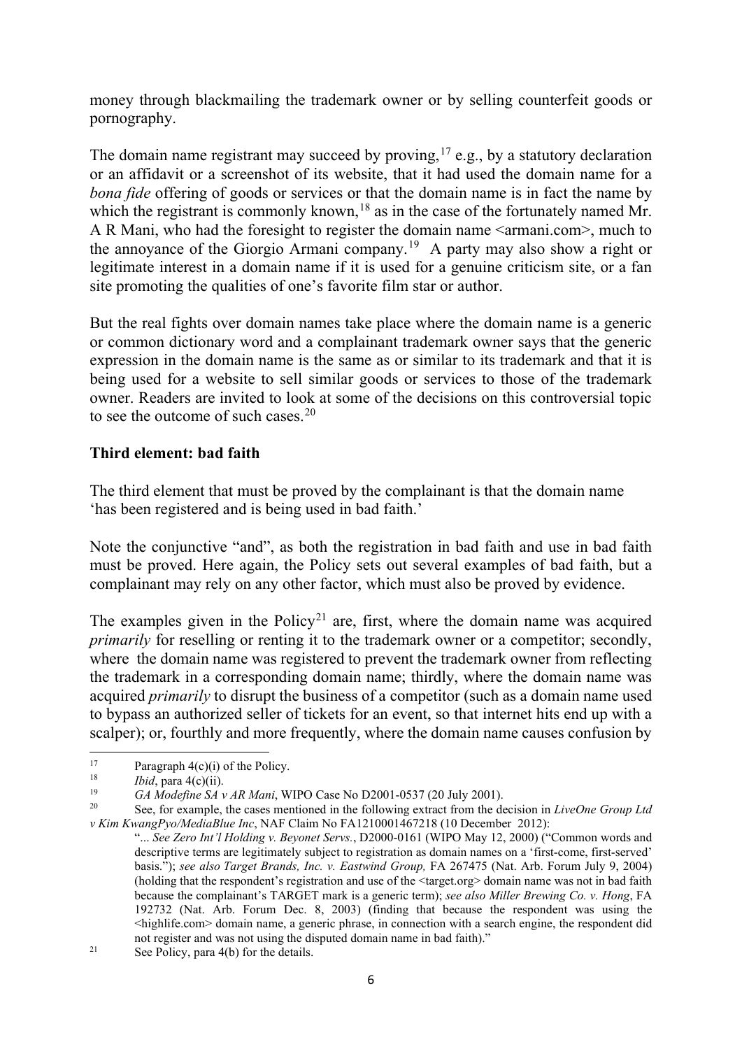money through blackmailing the trademark owner or by selling counterfeit goods or pornography.

The domain name registrant may succeed by proving,[17] e.g., by a statutory declaration or an affidavit or a screenshot of its website, that it had used the domain name for a *bona fide* offering of goods or services or that the domain name is in fact the name by which the registrant is commonly known,[18] as in the case of the fortunately named Mr. A R Mani, who had the foresight to register the domain name <armani.com>, much to the annoyance of the Giorgio Armani company.[19] A party may also show a right or legitimate interest in a domain name if it is used for a genuine criticism site, or a fan site promoting the qualities of one's favorite film star or author.

But the real fights over domain names take place where the domain name is a generic or common dictionary word and a complainant trademark owner says that the generic expression in the domain name is the same as or similar to its trademark and that it is being used for a website to sell similar goods or services to those of the trademark owner. Readers are invited to look at some of the decisions on this controversial topic to see the outcome of such cases.[20]

**Third element: bad faith**

The third element that must be proved by the complainant is that the domain name 'has been registered and is being used in bad faith.'

Note the conjunctive "and", as both the registration in bad faith and use in bad faith must be proved. Here again, the Policy sets out several examples of bad faith, but a complainant may rely on any other factor, which must also be proved by evidence.

The examples given in the Policy[21] are, first, where the domain name was acquired *primarily* for reselling or renting it to the trademark owner or a competitor; secondly, where the domain name was registered to prevent the trademark owner from reflecting the trademark in a corresponding domain name; thirdly, where the domain name was acquired *primarily* to disrupt the business of a competitor (such as a domain name used to bypass an authorized seller of tickets for an event, so that internet hits end up with a scalper); or, fourthly and more frequently, where the domain name causes confusion by

---

[17] Paragraph 4(c)(i) of the Policy.

[18] *Ibid*, para 4(c)(ii).

[19] *GA Modefine SA v AR Mani*, WIPO Case No D2001-0537 (20 July 2001).

[20] See, for example, the cases mentioned in the following extract from the decision in *LiveOne Group Ltd v Kim KwangPyo/MediaBlue Inc*, NAF Claim No FA1210001467218 (10 December 2012):

"... *See Zero Int'l Holding v. Beyonet Servs.*, D2000-0161 (WIPO May 12, 2000) ("Common words and descriptive terms are legitimately subject to registration as domain names on a 'first-come, first-served' basis."); *see also Target Brands, Inc. v. Eastwind Group,* FA 267475 (Nat. Arb. Forum July 9, 2004) (holding that the respondent's registration and use of the <target.org> domain name was not in bad faith because the complainant's TARGET mark is a generic term); *see also Miller Brewing Co. v. Hong*, FA 192732 (Nat. Arb. Forum Dec. 8, 2003) (finding that because the respondent was using the <highlife.com> domain name, a generic phrase, in connection with a search engine, the respondent did not register and was not using the disputed domain name in bad faith)."

[21] See Policy, para 4(b) for the details.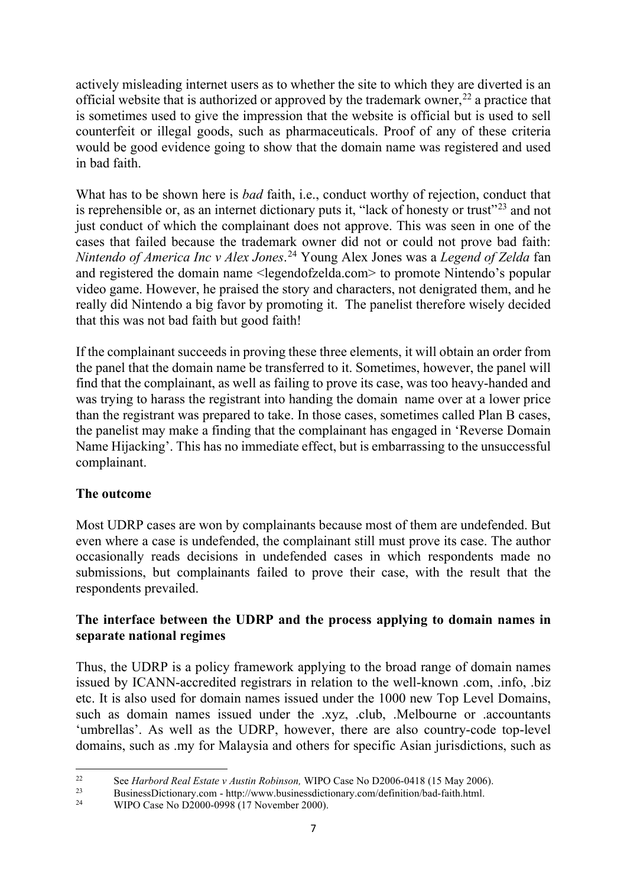actively misleading internet users as to whether the site to which they are diverted is an official website that is authorized or approved by the trademark owner,[22] a practice that is sometimes used to give the impression that the website is official but is used to sell counterfeit or illegal goods, such as pharmaceuticals. Proof of any of these criteria would be good evidence going to show that the domain name was registered and used in bad faith.

What has to be shown here is *bad* faith, i.e., conduct worthy of rejection, conduct that is reprehensible or, as an internet dictionary puts it, "lack of honesty or trust"[23] and not just conduct of which the complainant does not approve. This was seen in one of the cases that failed because the trademark owner did not or could not prove bad faith: *Nintendo of America Inc v Alex Jones*.[24] Young Alex Jones was a *Legend of Zelda* fan and registered the domain name <legendofzelda.com> to promote Nintendo's popular video game. However, he praised the story and characters, not denigrated them, and he really did Nintendo a big favor by promoting it. The panelist therefore wisely decided that this was not bad faith but good faith!

If the complainant succeeds in proving these three elements, it will obtain an order from the panel that the domain name be transferred to it. Sometimes, however, the panel will find that the complainant, as well as failing to prove its case, was too heavy-handed and was trying to harass the registrant into handing the domain name over at a lower price than the registrant was prepared to take. In those cases, sometimes called Plan B cases, the panelist may make a finding that the complainant has engaged in 'Reverse Domain Name Hijacking'. This has no immediate effect, but is embarrassing to the unsuccessful complainant.

**The outcome**

Most UDRP cases are won by complainants because most of them are undefended. But even where a case is undefended, the complainant still must prove its case. The author occasionally reads decisions in undefended cases in which respondents made no submissions, but complainants failed to prove their case, with the result that the respondents prevailed.

**The interface between the UDRP and the process applying to domain names in separate national regimes**

Thus, the UDRP is a policy framework applying to the broad range of domain names issued by ICANN-accredited registrars in relation to the well-known .com, .info, .biz etc. It is also used for domain names issued under the 1000 new Top Level Domains, such as domain names issued under the .xyz, .club, .Melbourne or .accountants 'umbrellas'. As well as the UDRP, however, there are also country-code top-level domains, such as .my for Malaysia and others for specific Asian jurisdictions, such as

---

[22] See *Harbord Real Estate v Austin Robinson,* WIPO Case No D2006-0418 (15 May 2006).

[23] BusinessDictionary.com - http://www.businessdictionary.com/definition/bad-faith.html.

[24] WIPO Case No D2000-0998 (17 November 2000).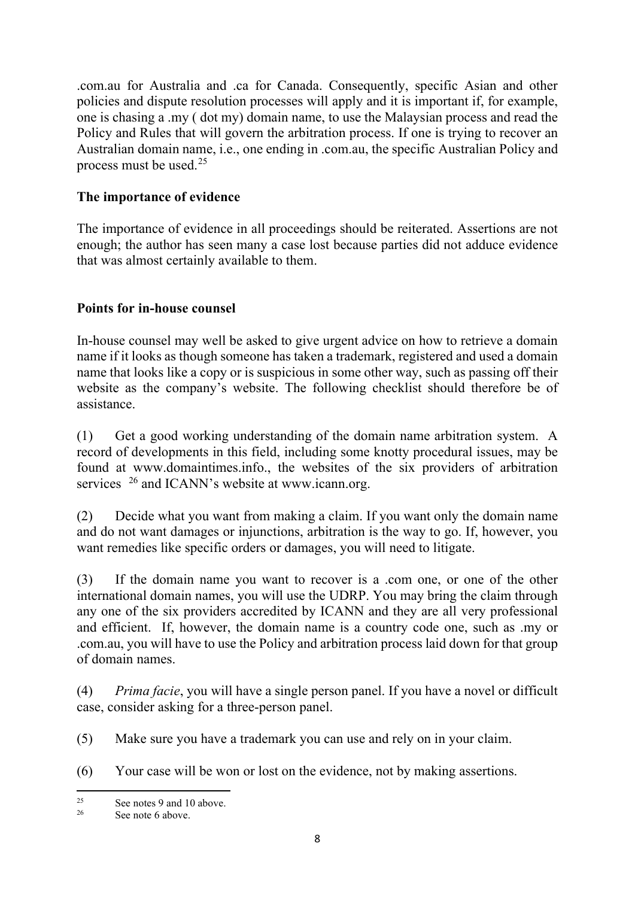.com.au for Australia and .ca for Canada. Consequently, specific Asian and other policies and dispute resolution processes will apply and it is important if, for example, one is chasing a .my ( dot my) domain name, to use the Malaysian process and read the Policy and Rules that will govern the arbitration process. If one is trying to recover an Australian domain name, i.e., one ending in .com.au, the specific Australian Policy and process must be used.[25]

**The importance of evidence**

The importance of evidence in all proceedings should be reiterated. Assertions are not enough; the author has seen many a case lost because parties did not adduce evidence that was almost certainly available to them.

**Points for in-house counsel**

In-house counsel may well be asked to give urgent advice on how to retrieve a domain name if it looks as though someone has taken a trademark, registered and used a domain name that looks like a copy or is suspicious in some other way, such as passing off their website as the company's website. The following checklist should therefore be of assistance.

(1) Get a good working understanding of the domain name arbitration system. A record of developments in this field, including some knotty procedural issues, may be found at www.domaintimes.info., the websites of the six providers of arbitration services [26] and ICANN's website at www.icann.org.

(2) Decide what you want from making a claim. If you want only the domain name and do not want damages or injunctions, arbitration is the way to go. If, however, you want remedies like specific orders or damages, you will need to litigate.

(3) If the domain name you want to recover is a .com one, or one of the other international domain names, you will use the UDRP. You may bring the claim through any one of the six providers accredited by ICANN and they are all very professional and efficient. If, however, the domain name is a country code one, such as .my or .com.au, you will have to use the Policy and arbitration process laid down for that group of domain names.

(4) *Prima facie*, you will have a single person panel. If you have a novel or difficult case, consider asking for a three-person panel.

(5) Make sure you have a trademark you can use and rely on in your claim.

(6) Your case will be won or lost on the evidence, not by making assertions.

---

[25] See notes 9 and 10 above.

[26] See note 6 above.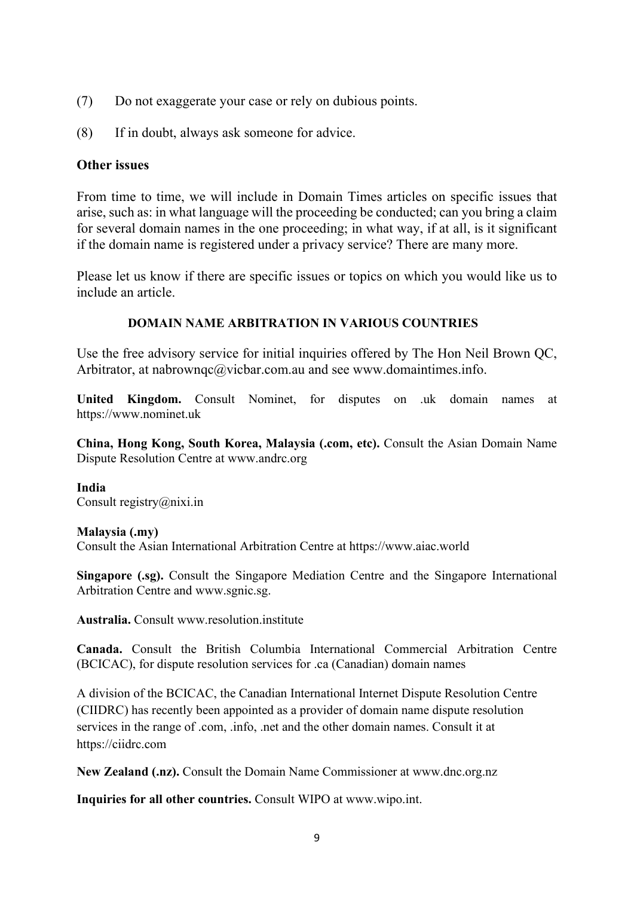(7) Do not exaggerate your case or rely on dubious points.

(8) If in doubt, always ask someone for advice.

**Other issues**

From time to time, we will include in Domain Times articles on specific issues that arise, such as: in what language will the proceeding be conducted; can you bring a claim for several domain names in the one proceeding; in what way, if at all, is it significant if the domain name is registered under a privacy service? There are many more.

Please let us know if there are specific issues or topics on which you would like us to include an article.

## DOMAIN NAME ARBITRATION IN VARIOUS COUNTRIES

Use the free advisory service for initial inquiries offered by The Hon Neil Brown QC, Arbitrator, at nabrownqc@vicbar.com.au and see www.domaintimes.info.

**United Kingdom.** Consult Nominet, for disputes on .uk domain names at https://www.nominet.uk

**China, Hong Kong, South Korea, Malaysia (.com, etc).** Consult the Asian Domain Name Dispute Resolution Centre at www.andrc.org

**India**
Consult registry@nixi.in

**Malaysia (.my)**
Consult the Asian International Arbitration Centre at https://www.aiac.world

**Singapore (.sg).** Consult the Singapore Mediation Centre and the Singapore International Arbitration Centre and www.sgnic.sg.

**Australia.** Consult www.resolution.institute

**Canada.** Consult the British Columbia International Commercial Arbitration Centre (BCICAC), for dispute resolution services for .ca (Canadian) domain names

A division of the BCICAC, the Canadian International Internet Dispute Resolution Centre (CIIDRC) has recently been appointed as a provider of domain name dispute resolution services in the range of .com, .info, .net and the other domain names. Consult it at https://ciidrc.com

**New Zealand (.nz).** Consult the Domain Name Commissioner at www.dnc.org.nz

**Inquiries for all other countries.** Consult WIPO at www.wipo.int.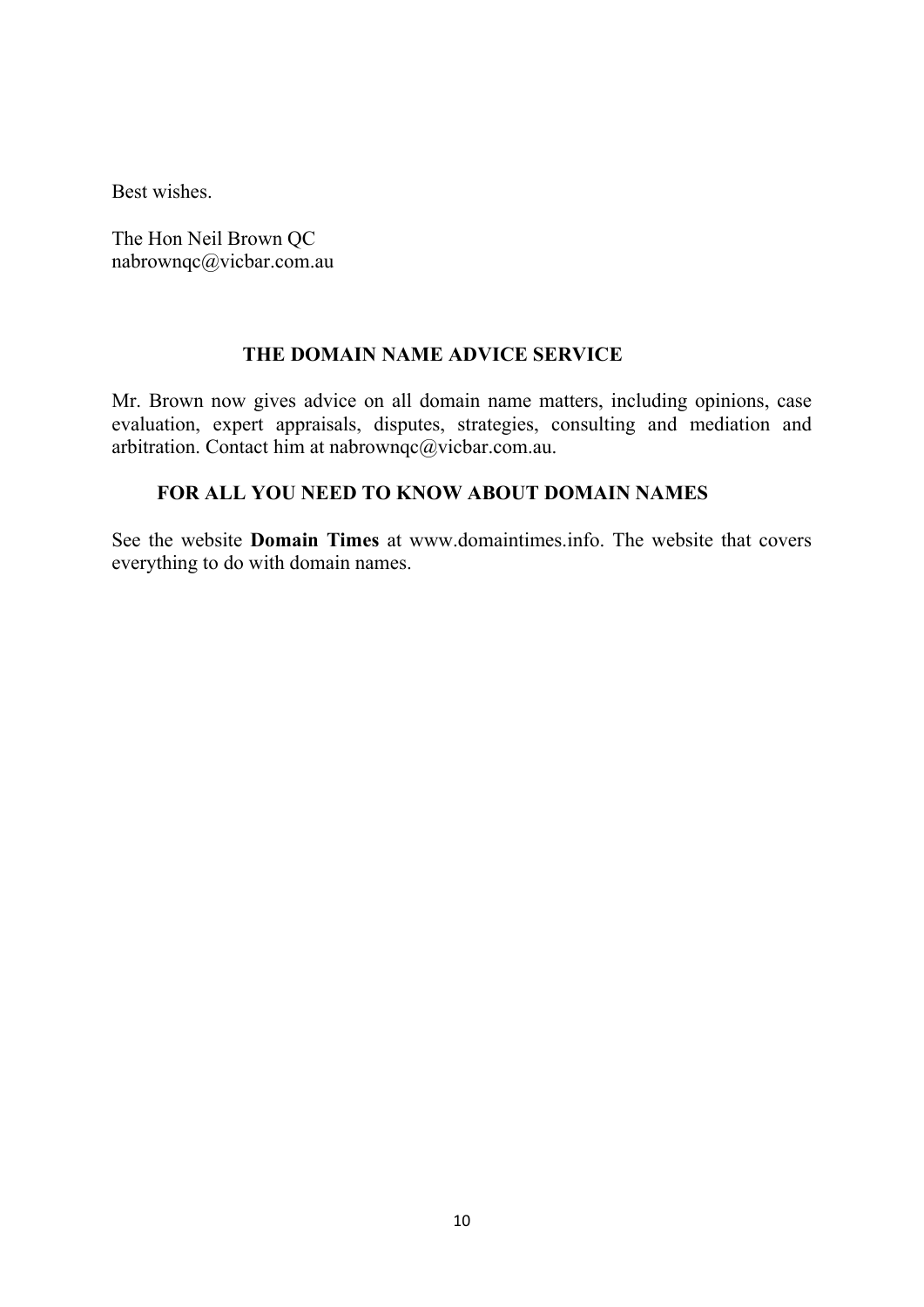Best wishes.

The Hon Neil Brown QC
nabrownqc@vicbar.com.au

## THE DOMAIN NAME ADVICE SERVICE

Mr. Brown now gives advice on all domain name matters, including opinions, case evaluation, expert appraisals, disputes, strategies, consulting and mediation and arbitration. Contact him at nabrownqc@vicbar.com.au.

## FOR ALL YOU NEED TO KNOW ABOUT DOMAIN NAMES

See the website **Domain Times** at www.domaintimes.info. The website that covers everything to do with domain names.